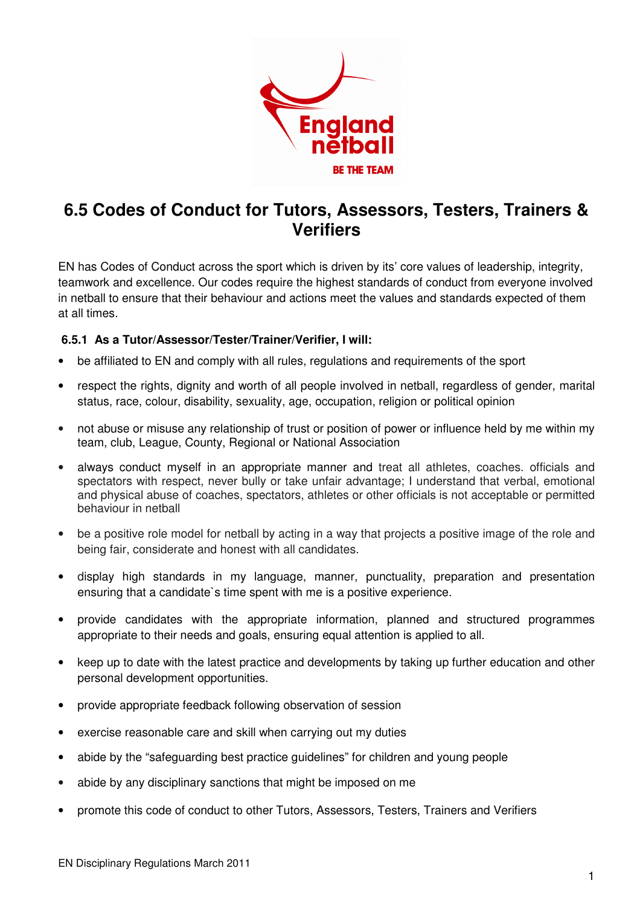# 6.5 Codes of Conduct for Tutors, Assessors, Testers, Trainers & Verifiers

EN has Codes of Conduct across the sport which is driven by its' core values of leadership, integrity, teamwork and excellence. Our codes require the highest standards of conduct from everyone involved in netball to ensure that their behaviour and actions meet the values and standards expected of them at all times.

### 6.5.1 As a Tutor/Assessor/Tester/Trainer/Verifier, I will:

- be affiliated to EN and comply with all rules, regulations and requirements of the sport
- respect the rights, dignity and worth of all people involved in netball, regardless of gender, marital status, race, colour, disability, sexuality, age, occupation, religion or political opinion
- not abuse or misuse any relationship of trust or position of power or influence held by me within my team, club, League, County, Regional or National Association
- always conduct myself in an appropriate manner and treat all athletes, coaches. officials and spectators with respect, never bully or take unfair advantage; I understand that verbal, emotional and physical abuse of coaches, spectators, athletes or other officials is not acceptable or permitted behaviour in netball
- be a positive role model for netball by acting in a way that projects a positive image of the role and being fair, considerate and honest with all candidates.
- display high standards in my language, manner, punctuality, preparation and presentation ensuring that a candidate`s time spent with me is a positive experience.
- provide candidates with the appropriate information, planned and structured programmes appropriate to their needs and goals, ensuring equal attention is applied to all.
- keep up to date with the latest practice and developments by taking up further education and other personal development opportunities.
- provide appropriate feedback following observation of session
- exercise reasonable care and skill when carrying out my duties
- abide by the "safeguarding best practice guidelines" for children and young people
- abide by any disciplinary sanctions that might be imposed on me
- promote this code of conduct to other Tutors, Assessors, Testers, Trainers and Verifiers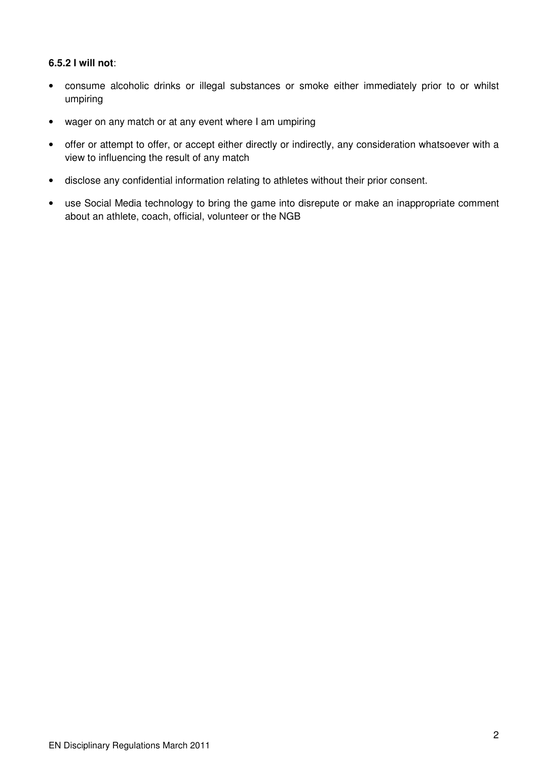**6.5.2 I will not**:

- consume alcoholic drinks or illegal substances or smoke either immediately prior to or whilst umpiring
- wager on any match or at any event where I am umpiring
- offer or attempt to offer, or accept either directly or indirectly, any consideration whatsoever with a view to influencing the result of any match
- disclose any confidential information relating to athletes without their prior consent.
- use Social Media technology to bring the game into disrepute or make an inappropriate comment about an athlete, coach, official, volunteer or the NGB